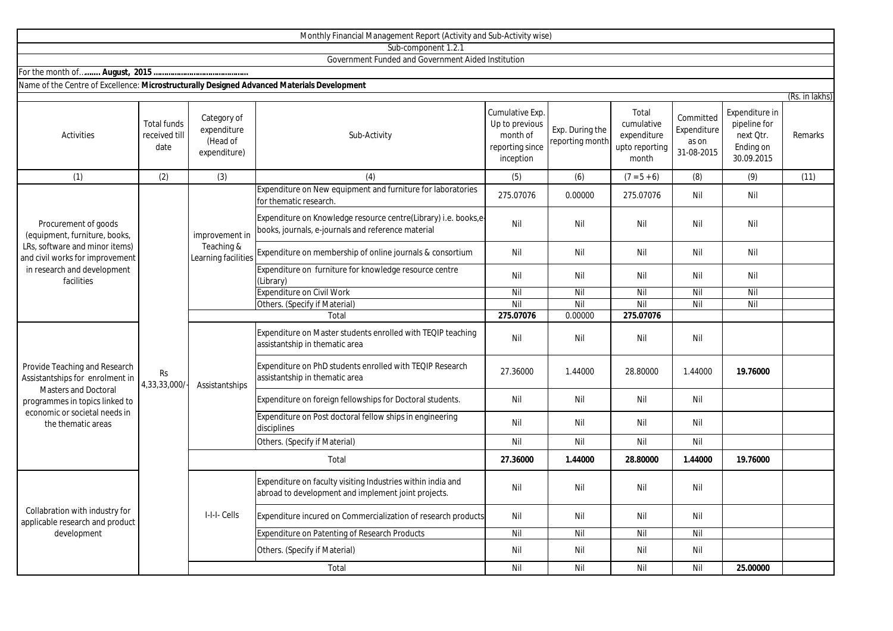Monthly Financial Management Report (Activity and Sub-Activity wise)

Sub-component 1.2.1

Government Funded and Government Aided Institution

For the month of…….. **August, 2015 ……………………………………**

Name of the Centre of Excellence: **Microstructurally Designed Advanced Materials Development**

(Rs. in lakhs)

| Activities | Total funds received till date | Category of expenditure (Head of expenditure) | Sub-Activity | Cumulative Exp. Up to previous month of reporting since inception | Exp. During the reporting month | Total cumulative expenditure upto reporting month | Committed Expenditure as on 31-08-2015 | Expenditure in pipeline for next Qtr. Ending on 30.09.2015 | Remarks |
|---|---|---|---|---|---|---|---|---|---|
| (1) | (2) | (3) | (4) | (5) | (6) | (7 = 5 + 6) | (8) | (9) | (11) |
| Procurement of goods (equipment, furniture, books, LRs, software and minor items) and civil works for improvement in research and development facilities | Rs 4,33,33,000/- | improvement in Teaching & Learning facilities | Expenditure on New equipment and furniture for laboratories for thematic research. | 275.07076 | 0.00000 | 275.07076 | Nil | Nil | |
| | | | Expenditure on Knowledge resource centre(Library) i.e. books,e-books, journals, e-journals and reference material | Nil | Nil | Nil | Nil | Nil | |
| | | | Expenditure on membership of online journals & consortium | Nil | Nil | Nil | Nil | Nil | |
| | | | Expenditure on furniture for knowledge resource centre (Library) | Nil | Nil | Nil | Nil | Nil | |
| | | | Expenditure on Civil Work | Nil | Nil | Nil | Nil | Nil | |
| | | | Others. (Specify if Material) | Nil | Nil | Nil | Nil | Nil | |
| | | | Total | **275.07076** | 0.00000 | **275.07076** | | | |
| Provide Teaching and Research Assistantships for enrolment in Masters and Doctoral programmes in topics linked to economic or societal needs in the thematic areas | | Assistantships | Expenditure on Master students enrolled with TEQIP teaching assistantship in thematic area | Nil | Nil | Nil | Nil | | |
| | | | Expenditure on PhD students enrolled with TEQIP Research assistantship in thematic area | 27.36000 | 1.44000 | 28.80000 | 1.44000 | **19.76000** | |
| | | | Expenditure on foreign fellowships for Doctoral students. | Nil | Nil | Nil | Nil | | |
| | | | Expenditure on Post doctoral fellow ships in engineering disciplines | Nil | Nil | Nil | Nil | | |
| | | | Others. (Specify if Material) | Nil | Nil | Nil | Nil | | |
| | | | Total | **27.36000** | **1.44000** | **28.80000** | **1.44000** | **19.76000** | |
| Collabration with industry for applicable research and product development | | I-I-I- Cells | Expenditure on faculty visiting Industries within india and abroad to development and implement joint projects. | Nil | Nil | Nil | Nil | | |
| | | | Expenditure incured on Commercialization of research products | Nil | Nil | Nil | Nil | | |
| | | | Expenditure on Patenting of Research Products | Nil | Nil | Nil | Nil | | |
| | | | Others. (Specify if Material) | Nil | Nil | Nil | Nil | | |
| | | | Total | Nil | Nil | Nil | Nil | **25.00000** | |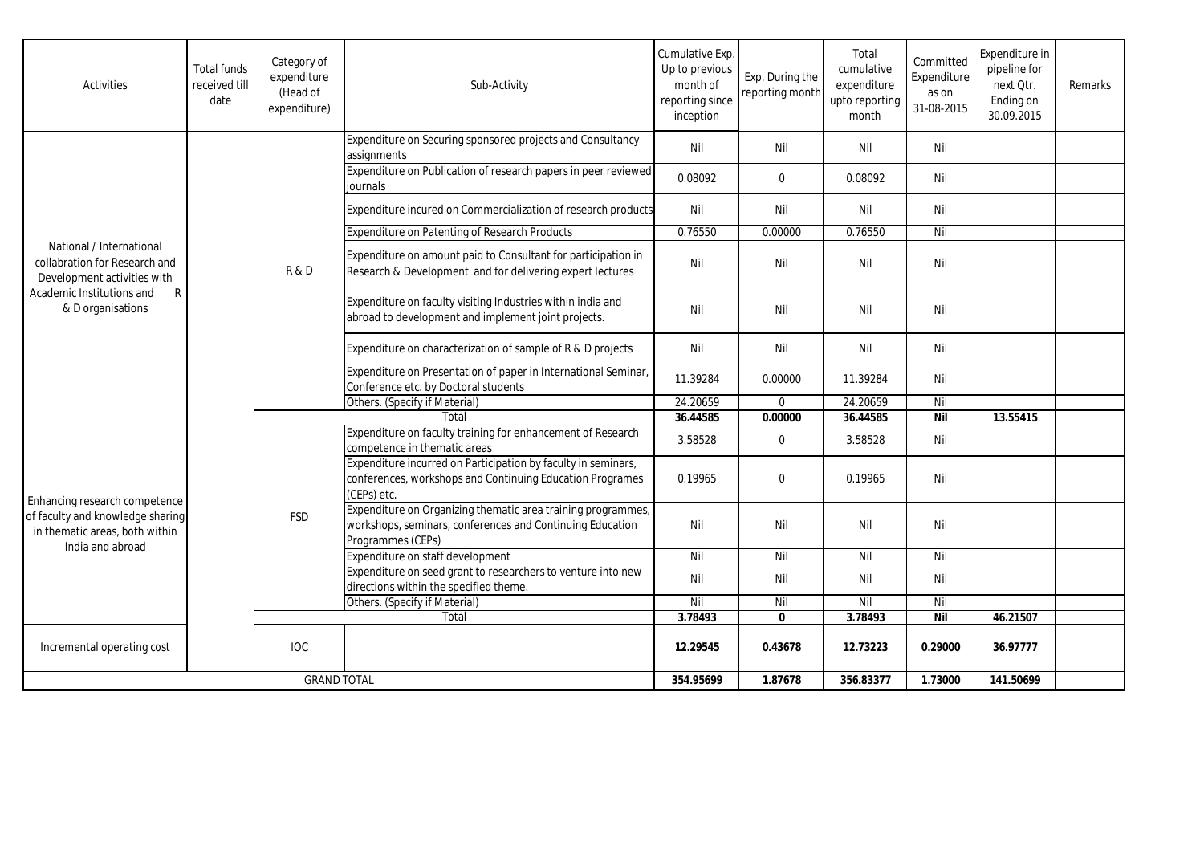| Activities | Total funds received till date | Category of expenditure (Head of expenditure) | Sub-Activity | Cumulative Exp. Up to previous month of reporting since inception | Exp. During the reporting month | Total cumulative expenditure upto reporting month | Committed Expenditure as on 31-08-2015 | Expenditure in pipeline for next Qtr. Ending on 30.09.2015 | Remarks |
|---|---|---|---|---|---|---|---|---|---|
| National / International collabration for Research and Development activities with Academic Institutions and R & D organisations | | R & D | Expenditure on Securing sponsored projects and Consultancy assignments | Nil | Nil | Nil | Nil | | |
| | | | Expenditure on Publication of research papers in peer reviewed journals | 0.08092 | 0 | 0.08092 | Nil | | |
| | | | Expenditure incured on Commercialization of research products | Nil | Nil | Nil | Nil | | |
| | | | Expenditure on Patenting of Research Products | 0.76550 | 0.00000 | 0.76550 | Nil | | |
| | | | Expenditure on amount paid to Consultant for participation in Research & Development and for delivering expert lectures | Nil | Nil | Nil | Nil | | |
| | | | Expenditure on faculty visiting Industries within india and abroad to development and implement joint projects. | Nil | Nil | Nil | Nil | | |
| | | | Expenditure on characterization of sample of R & D projects | Nil | Nil | Nil | Nil | | |
| | | | Expenditure on Presentation of paper in International Seminar, Conference etc. by Doctoral students | 11.39284 | 0.00000 | 11.39284 | Nil | | |
| | | | Others. (Specify if Material) | 24.20659 | 0 | 24.20659 | Nil | | |
| | | | Total | **36.44585** | **0.00000** | **36.44585** | **Nil** | **13.55415** | |
| Enhancing research competence of faculty and knowledge sharing in thematic areas, both within India and abroad | | FSD | Expenditure on faculty training for enhancement of Research competence in thematic areas | 3.58528 | 0 | 3.58528 | Nil | | |
| | | | Expenditure incurred on Participation by faculty in seminars, conferences, workshops and Continuing Education Programes (CEPs) etc. | 0.19965 | 0 | 0.19965 | Nil | | |
| | | | Expenditure on Organizing thematic area training programmes, workshops, seminars, conferences and Continuing Education Programmes (CEPs) | Nil | Nil | Nil | Nil | | |
| | | | Expenditure on staff development | Nil | Nil | Nil | Nil | | |
| | | | Expenditure on seed grant to researchers to venture into new directions within the specified theme. | Nil | Nil | Nil | Nil | | |
| | | | Others. (Specify if Material) | Nil | Nil | Nil | Nil | | |
| | | | Total | **3.78493** | **0** | **3.78493** | **Nil** | **46.21507** | |
| Incremental operating cost | | IOC | | **12.29545** | **0.43678** | **12.73223** | **0.29000** | **36.97777** | |
| GRAND TOTAL | | | | **354.95699** | **1.87678** | **356.83377** | **1.73000** | **141.50699** | |